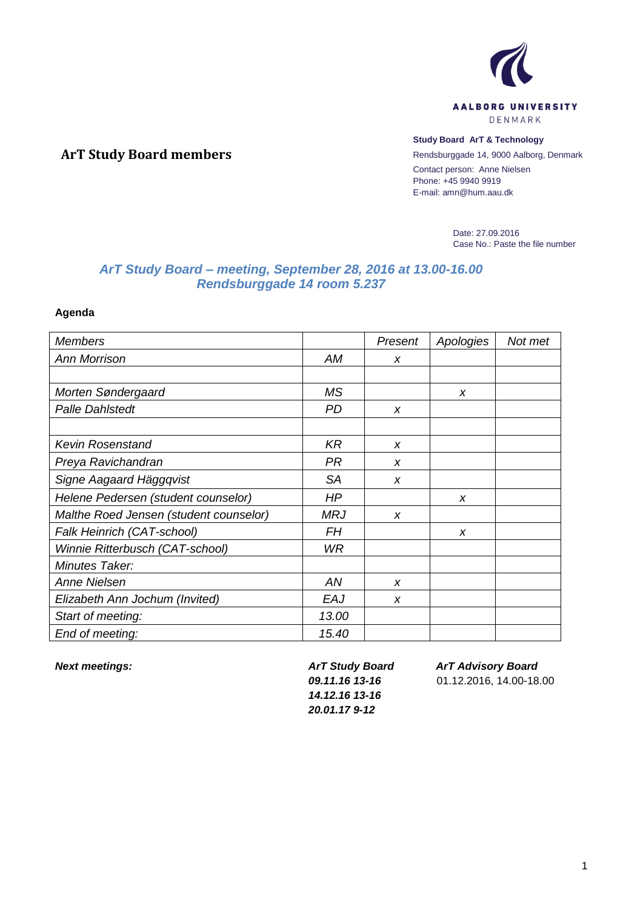AALBORG UNIVERSITY
DENMARK

**Study Board ArT & Technology**
Rendsburggade 14, 9000 Aalborg, Denmark
Contact person: Anne Nielsen
Phone: +45 9940 9919
E-mail: amn@hum.aau.dk

# ArT Study Board members

Date: 27.09.2016
Case No.: Paste the file number

## *ArT Study Board – meeting, September 28, 2016 at 13.00-16.00*
## *Rendsburggade 14 room 5.237*

**Agenda**

| *Members* | | *Present* | *Apologies* | *Not met* |
|---|---|---|---|---|
| *Ann Morrison* | *AM* | *x* | | |
| | | | | |
| *Morten Søndergaard* | *MS* | | *x* | |
| *Palle Dahlstedt* | *PD* | *x* | | |
| | | | | |
| *Kevin Rosenstand* | *KR* | *x* | | |
| *Preya Ravichandran* | *PR* | *x* | | |
| *Signe Aagaard Häggqvist* | *SA* | *x* | | |
| *Helene Pedersen (student counselor)* | *HP* | | *x* | |
| *Malthe Roed Jensen (student counselor)* | *MRJ* | *x* | | |
| *Falk Heinrich (CAT-school)* | *FH* | | *x* | |
| *Winnie Ritterbusch (CAT-school)* | *WR* | | | |
| *Minutes Taker:* | | | | |
| *Anne Nielsen* | *AN* | *x* | | |
| *Elizabeth Ann Jochum (Invited)* | *EAJ* | *x* | | |
| *Start of meeting:* | *13.00* | | | |
| *End of meeting:* | *15.40* | | | |

***Next meetings:***

***ArT Study Board***
***09.11.16 13-16***
***14.12.16 13-16***
***20.01.17 9-12***

***ArT Advisory Board***
01.12.2016, 14.00-18.00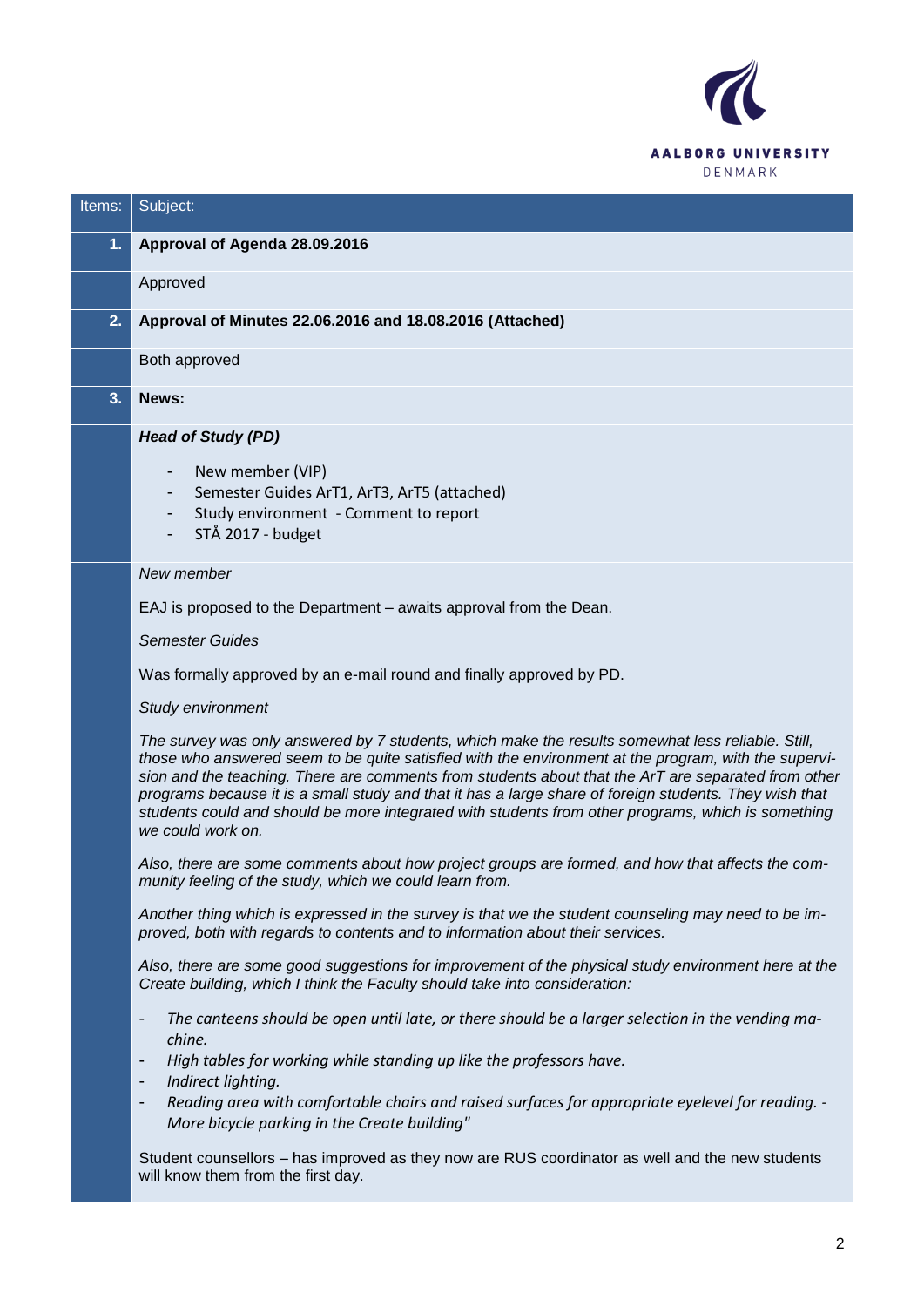| Items: | Subject: |
|---|---|
| **1.** | **Approval of Agenda 28.09.2016** |
| | Approved |
| **2.** | **Approval of Minutes 22.06.2016 and 18.08.2016 (Attached)** |
| | Both approved |
| **3.** | **News:** |

***Head of Study (PD)***

- New member (VIP)
- Semester Guides ArT1, ArT3, ArT5 (attached)
- Study environment - Comment to report
- STÅ 2017 - budget

*New member*

EAJ is proposed to the Department – awaits approval from the Dean.

*Semester Guides*

Was formally approved by an e-mail round and finally approved by PD.

*Study environment*

*The survey was only answered by 7 students, which make the results somewhat less reliable. Still, those who answered seem to be quite satisfied with the environment at the program, with the supervision and the teaching. There are comments from students about that the ArT are separated from other programs because it is a small study and that it has a large share of foreign students. They wish that students could and should be more integrated with students from other programs, which is something we could work on.*

*Also, there are some comments about how project groups are formed, and how that affects the community feeling of the study, which we could learn from.*

*Another thing which is expressed in the survey is that we the student counseling may need to be improved, both with regards to contents and to information about their services.*

*Also, there are some good suggestions for improvement of the physical study environment here at the Create building, which I think the Faculty should take into consideration:*

- *The canteens should be open until late, or there should be a larger selection in the vending machine.*
- *High tables for working while standing up like the professors have.*
- *Indirect lighting.*
- *Reading area with comfortable chairs and raised surfaces for appropriate eyelevel for reading. - More bicycle parking in the Create building"*

Student counsellors – has improved as they now are RUS coordinator as well and the new students will know them from the first day.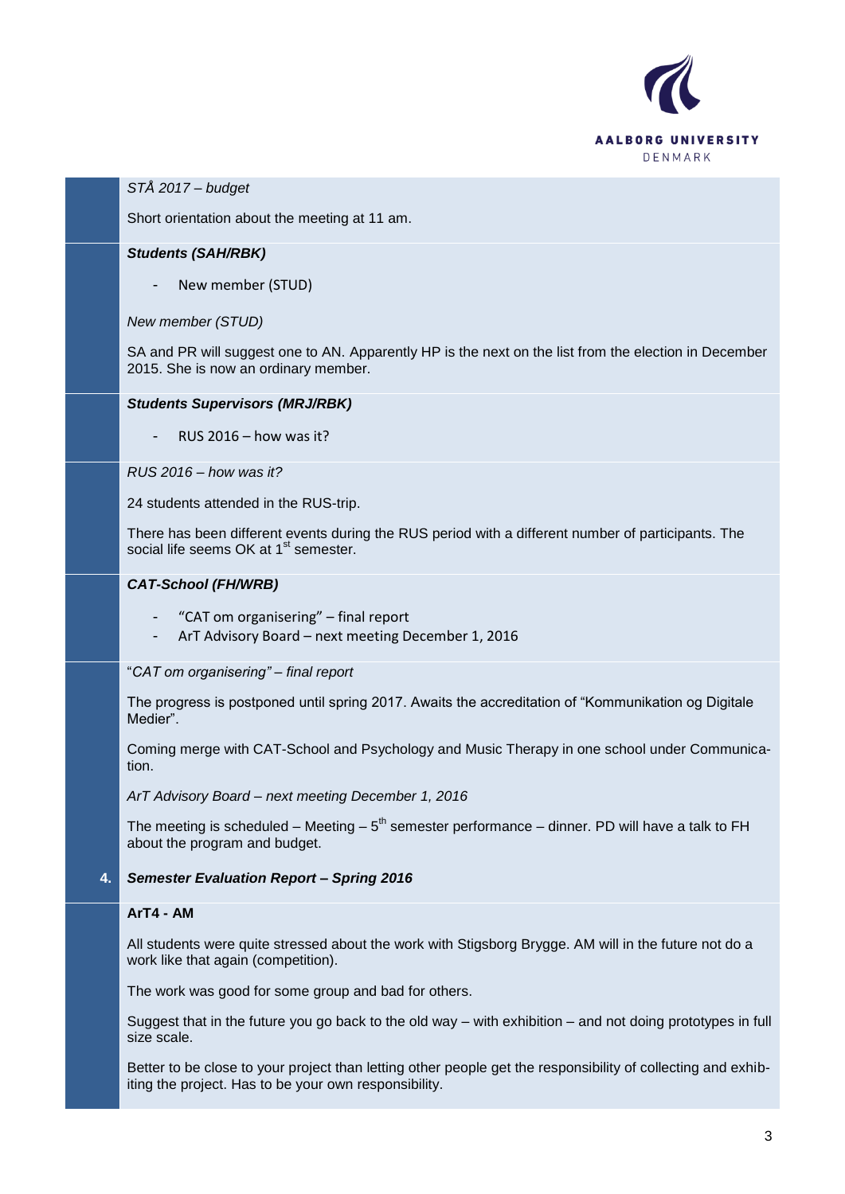*STÅ 2017 – budget*

Short orientation about the meeting at 11 am.

***Students (SAH/RBK)***

- New member (STUD)

*New member (STUD)*

SA and PR will suggest one to AN. Apparently HP is the next on the list from the election in December 2015. She is now an ordinary member.

***Students Supervisors (MRJ/RBK)***

- RUS 2016 – how was it?

*RUS 2016 – how was it?*

24 students attended in the RUS-trip.

There has been different events during the RUS period with a different number of participants. The social life seems OK at 1st semester.

***CAT-School (FH/WRB)***

- "CAT om organisering" – final report
- ArT Advisory Board – next meeting December 1, 2016

"*CAT om organisering" – final report*

The progress is postponed until spring 2017. Awaits the accreditation of "Kommunikation og Digitale Medier".

Coming merge with CAT-School and Psychology and Music Therapy in one school under Communication.

*ArT Advisory Board – next meeting December 1, 2016*

The meeting is scheduled – Meeting – 5th semester performance – dinner. PD will have a talk to FH about the program and budget.

**4.** ***Semester Evaluation Report – Spring 2016***

**ArT4 - AM**

All students were quite stressed about the work with Stigsborg Brygge. AM will in the future not do a work like that again (competition).

The work was good for some group and bad for others.

Suggest that in the future you go back to the old way – with exhibition – and not doing prototypes in full size scale.

Better to be close to your project than letting other people get the responsibility of collecting and exhibiting the project. Has to be your own responsibility.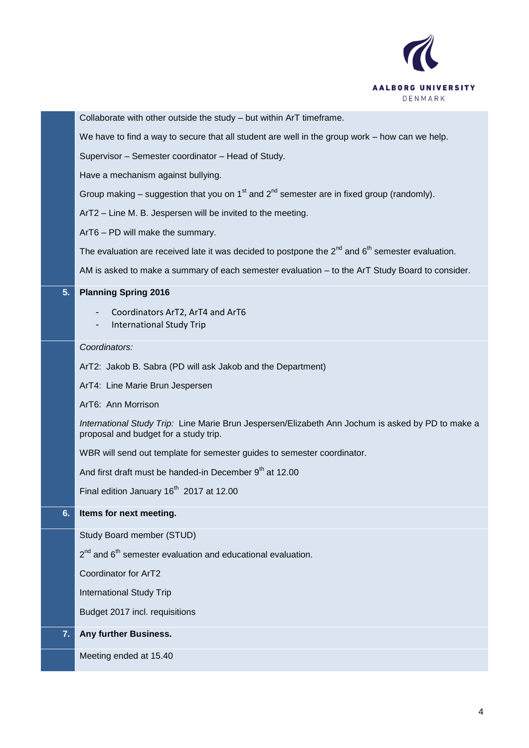Collaborate with other outside the study – but within ArT timeframe.

We have to find a way to secure that all student are well in the group work – how can we help.

Supervisor – Semester coordinator – Head of Study.

Have a mechanism against bullying.

Group making – suggestion that you on 1st and 2nd semester are in fixed group (randomly).

ArT2 – Line M. B. Jespersen will be invited to the meeting.

ArT6 – PD will make the summary.

The evaluation are received late it was decided to postpone the 2nd and 6th semester evaluation.

AM is asked to make a summary of each semester evaluation – to the ArT Study Board to consider.

**5. Planning Spring 2016**

- Coordinators ArT2, ArT4 and ArT6
- International Study Trip

*Coordinators:*

ArT2: Jakob B. Sabra (PD will ask Jakob and the Department)

ArT4: Line Marie Brun Jespersen

ArT6: Ann Morrison

*International Study Trip:* Line Marie Brun Jespersen/Elizabeth Ann Jochum is asked by PD to make a proposal and budget for a study trip.

WBR will send out template for semester guides to semester coordinator.

And first draft must be handed-in December 9th at 12.00

Final edition January 16th 2017 at 12.00

**6. Items for next meeting.**

Study Board member (STUD)

2nd and 6th semester evaluation and educational evaluation.

Coordinator for ArT2

International Study Trip

Budget 2017 incl. requisitions

**7. Any further Business.**

Meeting ended at 15.40